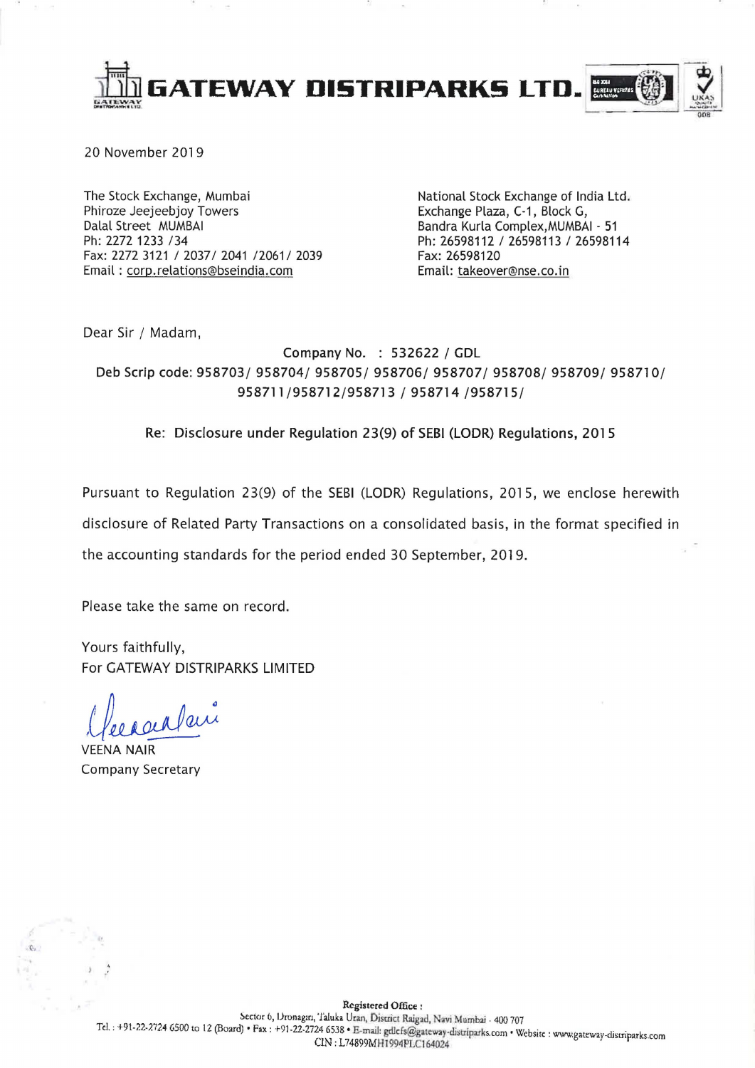# GATEWAY DISTRIPARKS LTD.

20 November 2019

The Stock Exchange, Mumbai
Phiroze Jeejeebjoy Towers
Dalal Street MUMBAI
Ph: 2272 1233 /34
Fax: 2272 3121 / 2037/ 2041 /2061/ 2039
Email : corp.relations@bseindia.com

National Stock Exchange of India Ltd.
Exchange Plaza, C-1, Block G,
Bandra Kurla Complex,MUMBAI - 51
Ph: 26598112 / 26598113 / 26598114
Fax: 26598120
Email: takeover@nse.co.in

Dear Sir / Madam,

Company No. : 532622 / GDL
Deb Scrip code: 958703/ 958704/ 958705/ 958706/ 958707/ 958708/ 958709/ 958710/ 958711/958712/958713 / 958714 /958715/

**Re: Disclosure under Regulation 23(9) of SEBI (LODR) Regulations, 2015**

Pursuant to Regulation 23(9) of the SEBI (LODR) Regulations, 2015, we enclose herewith disclosure of Related Party Transactions on a consolidated basis, in the format specified in the accounting standards for the period ended 30 September, 2019.

Please take the same on record.

Yours faithfully,
For GATEWAY DISTRIPARKS LIMITED

VEENA NAIR
Company Secretary

Registered Office :
Sector 6, Dronagiri, Taluka Uran, District Raigad, Navi Mumbai - 400 707
Tel. : +91-22-2724 6500 to 12 (Board) • Fax : +91-22-2724 6538 • E-mail: gdlcfs@gateway-distriparks.com • Website : www.gateway-distriparks.com
CIN : L74899MH1994PLC164024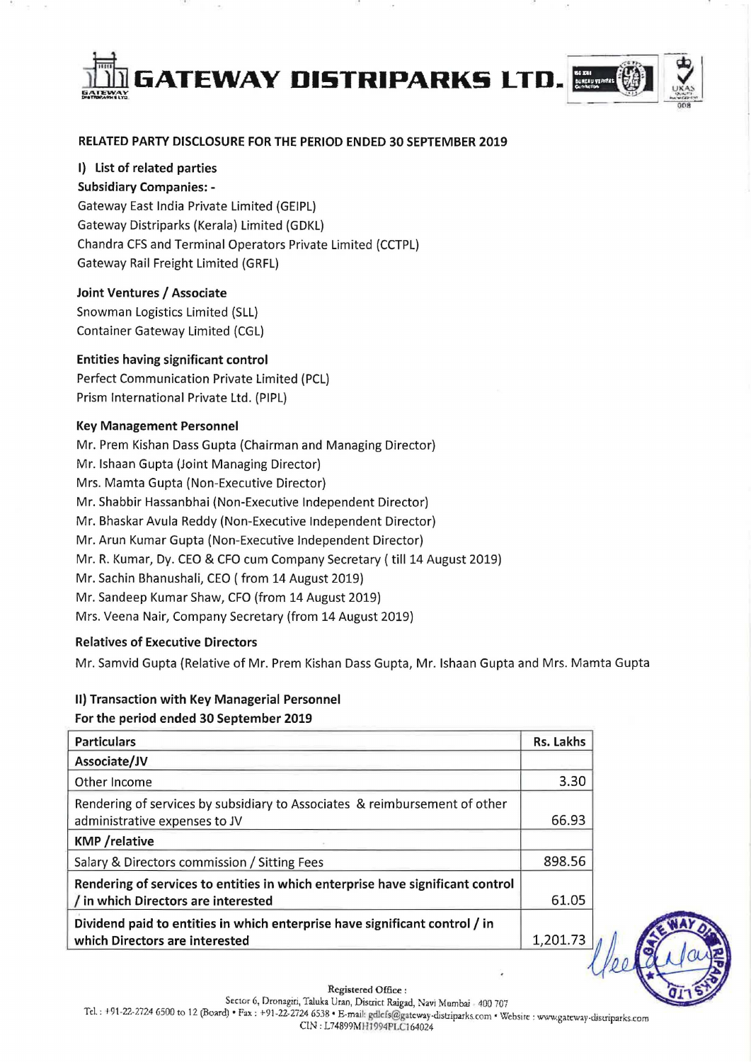# GATEWAY DISTRIPARKS LTD.

## RELATED PARTY DISCLOSURE FOR THE PERIOD ENDED 30 SEPTEMBER 2019

### I) List of related parties

**Subsidiary Companies: -**

Gateway East India Private Limited (GEIPL)
Gateway Distriparks (Kerala) Limited (GDKL)
Chandra CFS and Terminal Operators Private Limited (CCTPL)
Gateway Rail Freight Limited (GRFL)

**Joint Ventures / Associate**

Snowman Logistics Limited (SLL)
Container Gateway Limited (CGL)

**Entities having significant control**

Perfect Communication Private Limited (PCL)
Prism International Private Ltd. (PIPL)

**Key Management Personnel**

Mr. Prem Kishan Dass Gupta (Chairman and Managing Director)
Mr. Ishaan Gupta (Joint Managing Director)
Mrs. Mamta Gupta (Non-Executive Director)
Mr. Shabbir Hassanbhai (Non-Executive Independent Director)
Mr. Bhaskar Avula Reddy (Non-Executive Independent Director)
Mr. Arun Kumar Gupta (Non-Executive Independent Director)
Mr. R. Kumar, Dy. CEO & CFO cum Company Secretary ( till 14 August 2019)
Mr. Sachin Bhanushali, CEO ( from 14 August 2019)
Mr. Sandeep Kumar Shaw, CFO (from 14 August 2019)
Mrs. Veena Nair, Company Secretary (from 14 August 2019)

**Relatives of Executive Directors**

Mr. Samvid Gupta (Relative of Mr. Prem Kishan Dass Gupta, Mr. Ishaan Gupta and Mrs. Mamta Gupta

### II) Transaction with Key Managerial Personnel

**For the period ended 30 September 2019**

| Particulars | Rs. Lakhs |
|---|---|
| **Associate/JV** | |
| Other Income | 3.30 |
| Rendering of services by subsidiary to Associates & reimbursement of other administrative expenses to JV | 66.93 |
| **KMP /relative** | |
| Salary & Directors commission / Sitting Fees | 898.56 |
| **Rendering of services to entities in which enterprise have significant control / in which Directors are interested** | 61.05 |
| **Dividend paid to entities in which enterprise have significant control / in which Directors are interested** | 1,201.73 |

Registered Office :
Sector 6, Dronagiri, Taluka Uran, District Raigad, Navi Mumbai - 400 707
Tel. : +91-22-2724 6500 to 12 (Board) • Fax : +91-22-2724 6538 • E-mail: gdlcfs@gateway-distriparks.com • Website : www.gateway-distriparks.com
CIN : L74899MH1994PLC164024